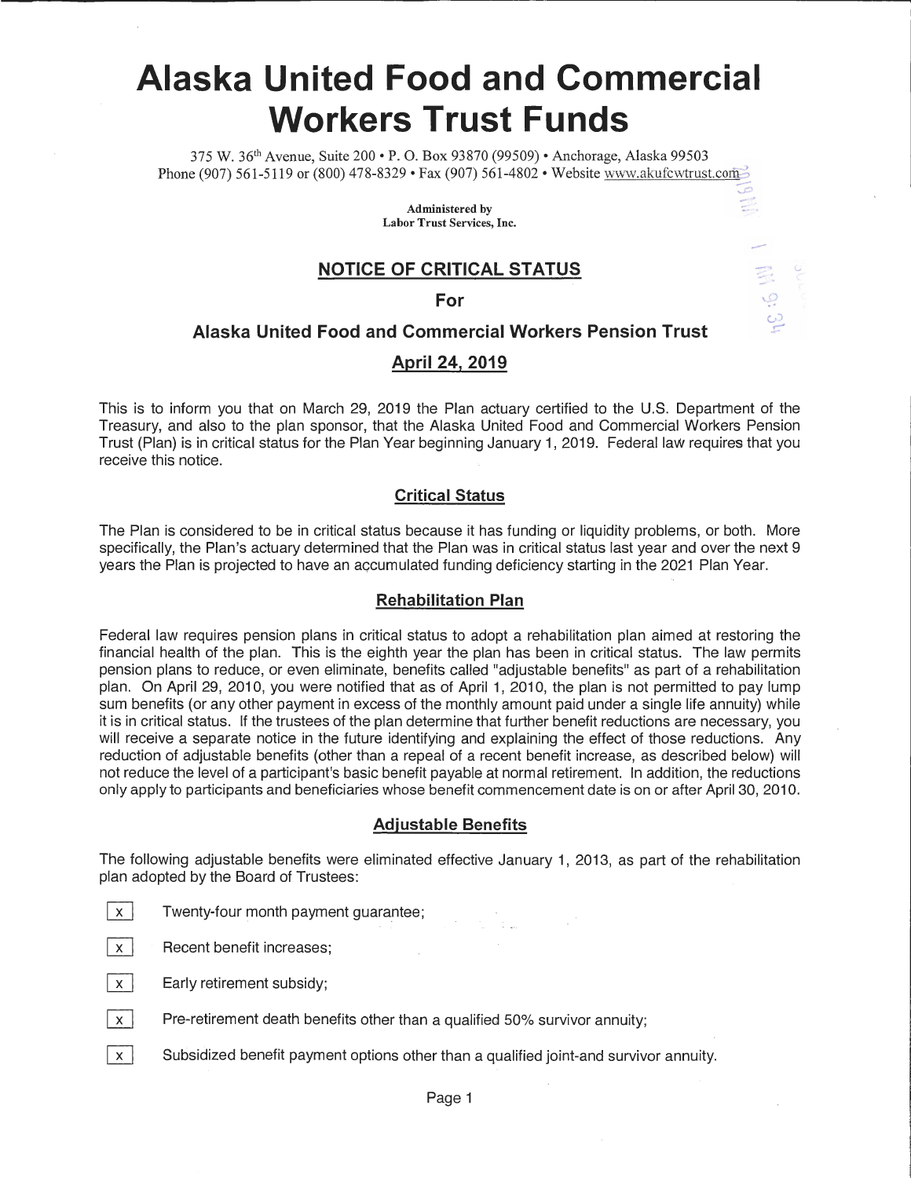# Alaska United Food and Commercial Workers Trust Funds

375 W. 36th Avenue, Suite 200 • P. O. Box 93870 (99509) • Anchorage, Alaska 99503
Phone (907) 561-5119 or (800) 478-8329 • Fax (907) 561-4802 • Website www.akufcwtrust.com

**Administered by**
**Labor Trust Services, Inc.**

## NOTICE OF CRITICAL STATUS

### For

### Alaska United Food and Commercial Workers Pension Trust

### April 24, 2019

This is to inform you that on March 29, 2019 the Plan actuary certified to the U.S. Department of the Treasury, and also to the plan sponsor, that the Alaska United Food and Commercial Workers Pension Trust (Plan) is in critical status for the Plan Year beginning January 1, 2019. Federal law requires that you receive this notice.

#### Critical Status

The Plan is considered to be in critical status because it has funding or liquidity problems, or both. More specifically, the Plan's actuary determined that the Plan was in critical status last year and over the next 9 years the Plan is projected to have an accumulated funding deficiency starting in the 2021 Plan Year.

#### Rehabilitation Plan

Federal law requires pension plans in critical status to adopt a rehabilitation plan aimed at restoring the financial health of the plan. This is the eighth year the plan has been in critical status. The law permits pension plans to reduce, or even eliminate, benefits called "adjustable benefits" as part of a rehabilitation plan. On April 29, 2010, you were notified that as of April 1, 2010, the plan is not permitted to pay lump sum benefits (or any other payment in excess of the monthly amount paid under a single life annuity) while it is in critical status. If the trustees of the plan determine that further benefit reductions are necessary, you will receive a separate notice in the future identifying and explaining the effect of those reductions. Any reduction of adjustable benefits (other than a repeal of a recent benefit increase, as described below) will not reduce the level of a participant's basic benefit payable at normal retirement. In addition, the reductions only apply to participants and beneficiaries whose benefit commencement date is on or after April 30, 2010.

#### Adjustable Benefits

The following adjustable benefits were eliminated effective January 1, 2013, as part of the rehabilitation plan adopted by the Board of Trustees:

- [x] Twenty-four month payment guarantee;
- [x] Recent benefit increases;
- [x] Early retirement subsidy;
- [x] Pre-retirement death benefits other than a qualified 50% survivor annuity;
- [x] Subsidized benefit payment options other than a qualified joint-and survivor annuity.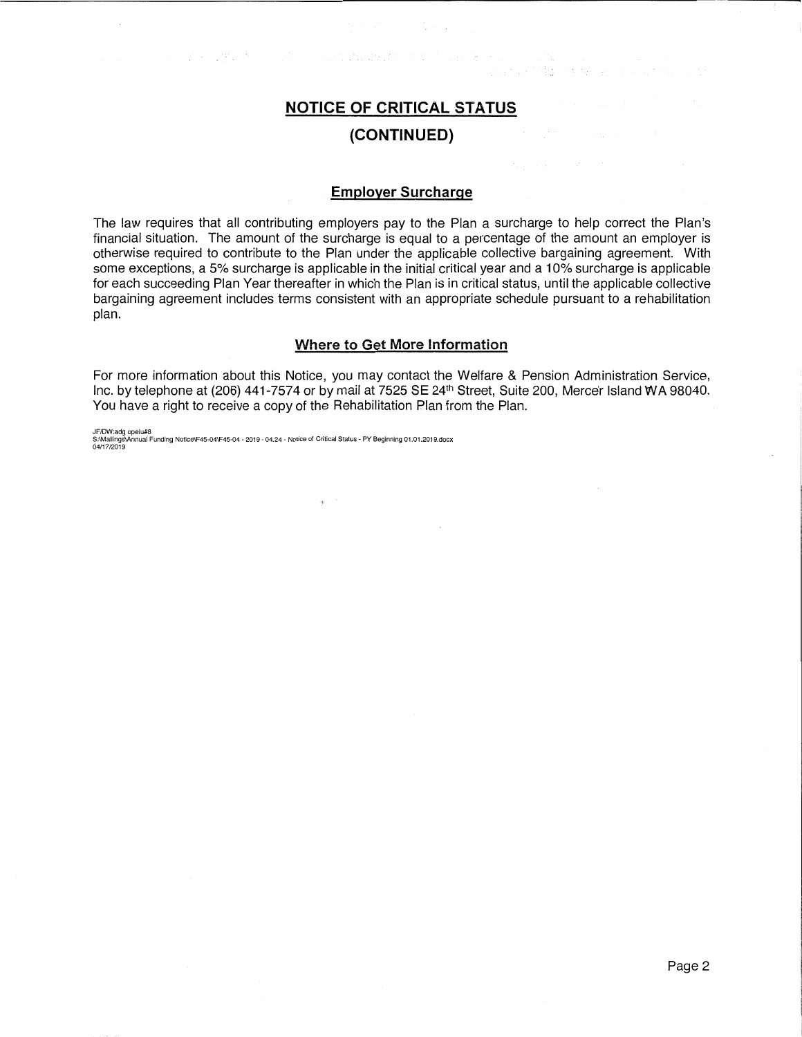# NOTICE OF CRITICAL STATUS

# (CONTINUED)

## Employer Surcharge

The law requires that all contributing employers pay to the Plan a surcharge to help correct the Plan's financial situation. The amount of the surcharge is equal to a percentage of the amount an employer is otherwise required to contribute to the Plan under the applicable collective bargaining agreement. With some exceptions, a 5% surcharge is applicable in the initial critical year and a 10% surcharge is applicable for each succeeding Plan Year thereafter in which the Plan is in critical status, until the applicable collective bargaining agreement includes terms consistent with an appropriate schedule pursuant to a rehabilitation plan.

## Where to Get More Information

For more information about this Notice, you may contact the Welfare & Pension Administration Service, Inc. by telephone at (206) 441-7574 or by mail at 7525 SE 24th Street, Suite 200, Mercer Island WA 98040. You have a right to receive a copy of the Rehabilitation Plan from the Plan.

JF/DW:adg opeiu#8
S:\Mailings\Annual Funding Notice\F45-04\F45-04 - 2019 - 04.24 - Notice of Critical Status - PY Beginning 01.01.2019.docx
04/17/2019